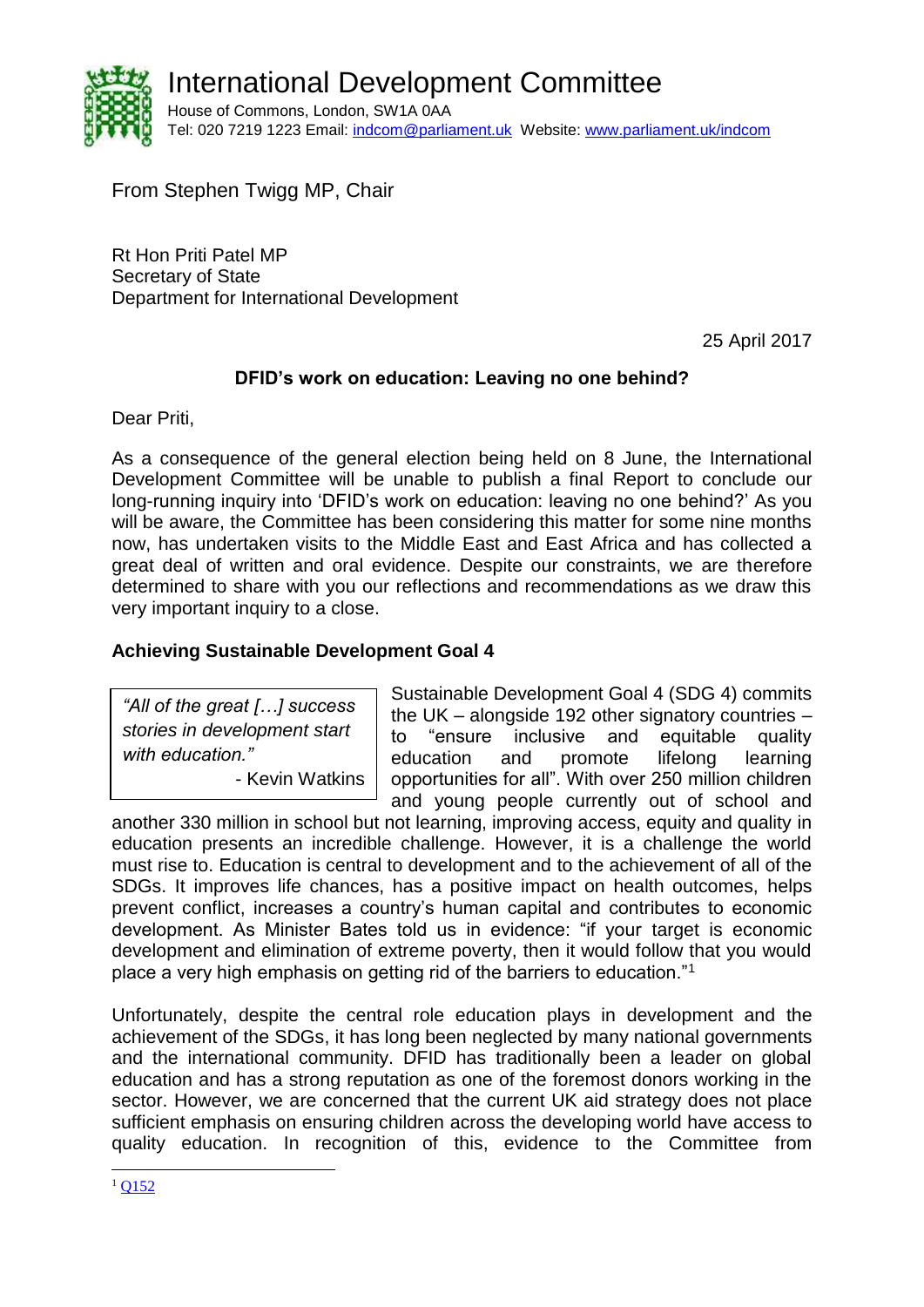# International Development Committee

House of Commons, London, SW1A 0AA
Tel: 020 7219 1223 Email: indcom@parliament.uk Website: www.parliament.uk/indcom

From Stephen Twigg MP, Chair

Rt Hon Priti Patel MP
Secretary of State
Department for International Development

25 April 2017

**DFID's work on education: Leaving no one behind?**

Dear Priti,

As a consequence of the general election being held on 8 June, the International Development Committee will be unable to publish a final Report to conclude our long-running inquiry into 'DFID's work on education: leaving no one behind?' As you will be aware, the Committee has been considering this matter for some nine months now, has undertaken visits to the Middle East and East Africa and has collected a great deal of written and oral evidence. Despite our constraints, we are therefore determined to share with you our reflections and recommendations as we draw this very important inquiry to a close.

## Achieving Sustainable Development Goal 4

> *"All of the great […] success stories in development start with education."*
> - Kevin Watkins

Sustainable Development Goal 4 (SDG 4) commits the UK – alongside 192 other signatory countries – to "ensure inclusive and equitable quality education and promote lifelong learning opportunities for all". With over 250 million children and young people currently out of school and another 330 million in school but not learning, improving access, equity and quality in education presents an incredible challenge. However, it is a challenge the world must rise to. Education is central to development and to the achievement of all of the SDGs. It improves life chances, has a positive impact on health outcomes, helps prevent conflict, increases a country's human capital and contributes to economic development. As Minister Bates told us in evidence: "if your target is economic development and elimination of extreme poverty, then it would follow that you would place a very high emphasis on getting rid of the barriers to education."[1]

Unfortunately, despite the central role education plays in development and the achievement of the SDGs, it has long been neglected by many national governments and the international community. DFID has traditionally been a leader on global education and has a strong reputation as one of the foremost donors working in the sector. However, we are concerned that the current UK aid strategy does not place sufficient emphasis on ensuring children across the developing world have access to quality education. In recognition of this, evidence to the Committee from

[1] Q152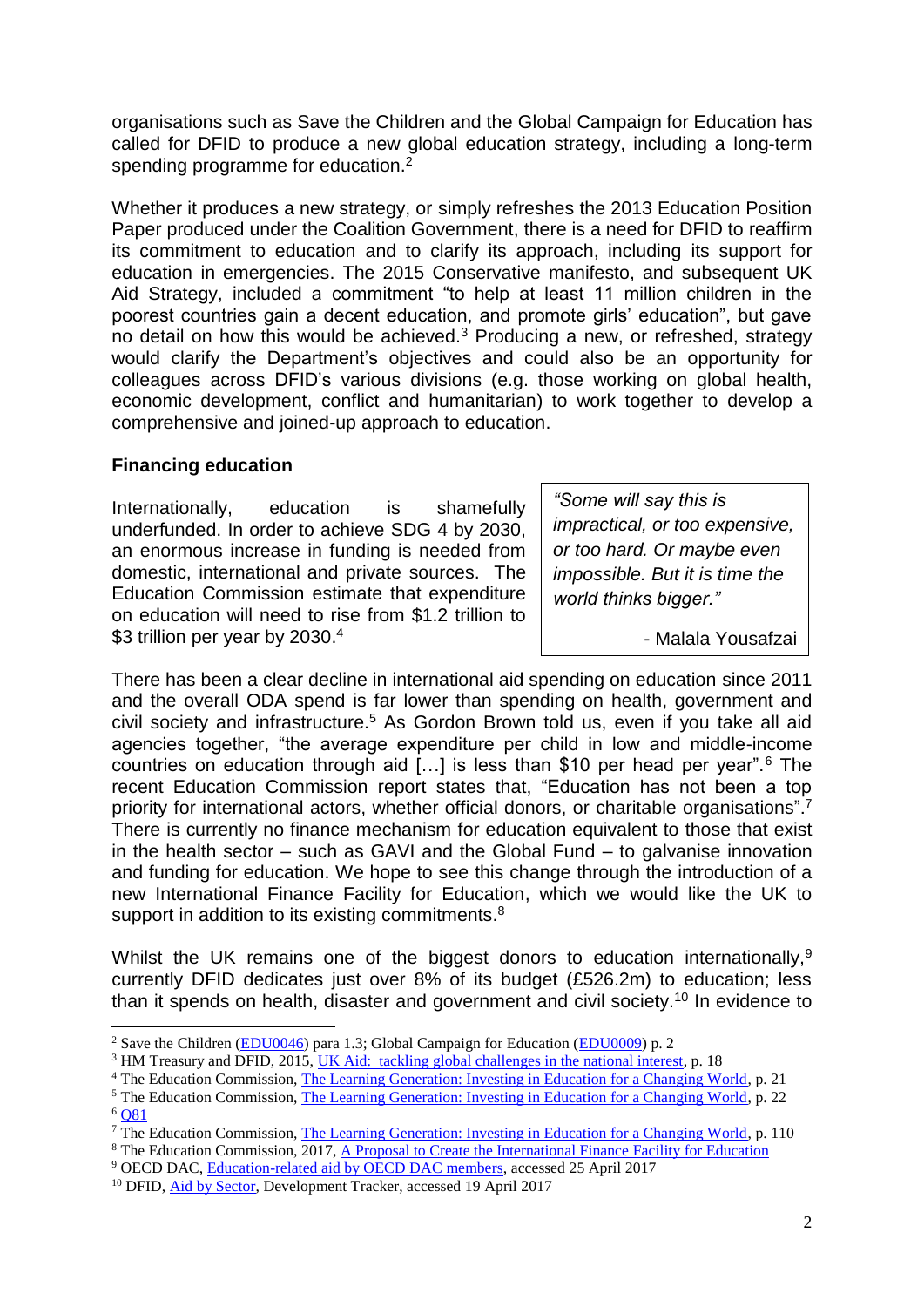organisations such as Save the Children and the Global Campaign for Education has called for DFID to produce a new global education strategy, including a long-term spending programme for education.[2]

Whether it produces a new strategy, or simply refreshes the 2013 Education Position Paper produced under the Coalition Government, there is a need for DFID to reaffirm its commitment to education and to clarify its approach, including its support for education in emergencies. The 2015 Conservative manifesto, and subsequent UK Aid Strategy, included a commitment "to help at least 11 million children in the poorest countries gain a decent education, and promote girls' education", but gave no detail on how this would be achieved.[3] Producing a new, or refreshed, strategy would clarify the Department's objectives and could also be an opportunity for colleagues across DFID's various divisions (e.g. those working on global health, economic development, conflict and humanitarian) to work together to develop a comprehensive and joined-up approach to education.

**Financing education**

Internationally, education is shamefully underfunded. In order to achieve SDG 4 by 2030, an enormous increase in funding is needed from domestic, international and private sources. The Education Commission estimate that expenditure on education will need to rise from $1.2 trillion to $3 trillion per year by 2030.[4]

> *"Some will say this is impractical, or too expensive, or too hard. Or maybe even impossible. But it is time the world thinks bigger."*
>
> \- Malala Yousafzai

There has been a clear decline in international aid spending on education since 2011 and the overall ODA spend is far lower than spending on health, government and civil society and infrastructure.[5] As Gordon Brown told us, even if you take all aid agencies together, "the average expenditure per child in low and middle-income countries on education through aid […] is less than $10 per head per year".[6] The recent Education Commission report states that, "Education has not been a top priority for international actors, whether official donors, or charitable organisations".[7] There is currently no finance mechanism for education equivalent to those that exist in the health sector – such as GAVI and the Global Fund – to galvanise innovation and funding for education. We hope to see this change through the introduction of a new International Finance Facility for Education, which we would like the UK to support in addition to its existing commitments.[8]

Whilst the UK remains one of the biggest donors to education internationally,[9] currently DFID dedicates just over 8% of its budget (£526.2m) to education; less than it spends on health, disaster and government and civil society.[10] In evidence to

---

[2] Save the Children (EDU0046) para 1.3; Global Campaign for Education (EDU0009) p. 2

[3] HM Treasury and DFID, 2015, UK Aid: tackling global challenges in the national interest, p. 18

[4] The Education Commission, The Learning Generation: Investing in Education for a Changing World, p. 21

[5] The Education Commission, The Learning Generation: Investing in Education for a Changing World, p. 22

[6] Q81

[7] The Education Commission, The Learning Generation: Investing in Education for a Changing World, p. 110

[8] The Education Commission, 2017, A Proposal to Create the International Finance Facility for Education

[9] OECD DAC, Education-related aid by OECD DAC members, accessed 25 April 2017

[10] DFID, Aid by Sector, Development Tracker, accessed 19 April 2017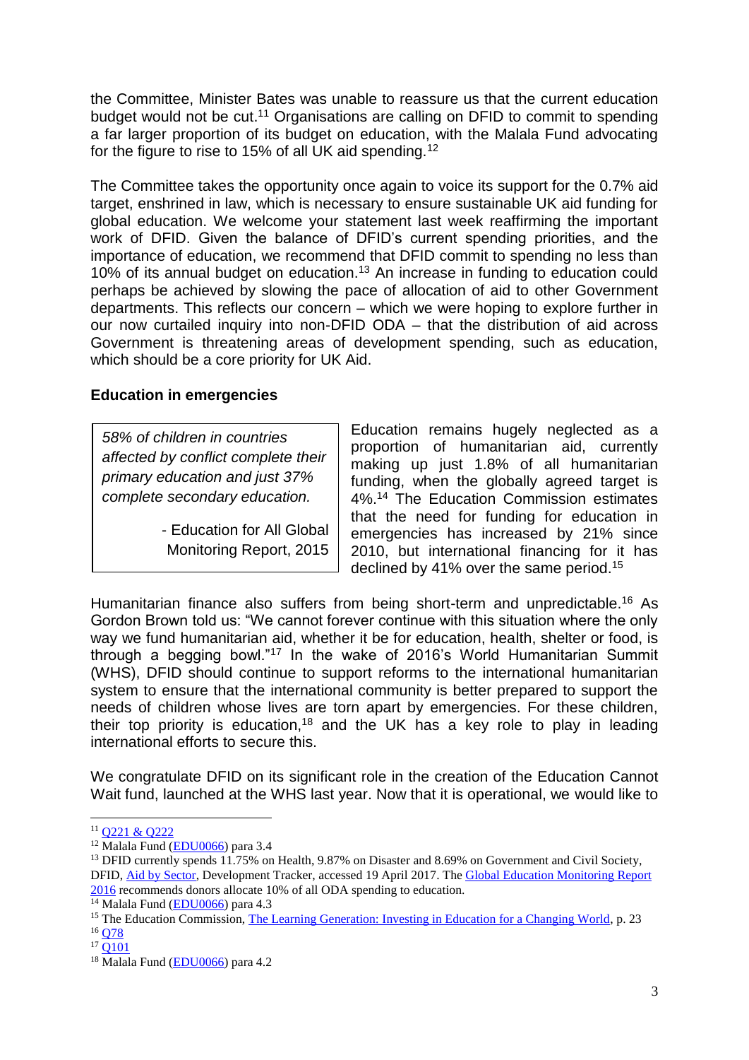the Committee, Minister Bates was unable to reassure us that the current education budget would not be cut.[11] Organisations are calling on DFID to commit to spending a far larger proportion of its budget on education, with the Malala Fund advocating for the figure to rise to 15% of all UK aid spending.[12]

The Committee takes the opportunity once again to voice its support for the 0.7% aid target, enshrined in law, which is necessary to ensure sustainable UK aid funding for global education. We welcome your statement last week reaffirming the important work of DFID. Given the balance of DFID's current spending priorities, and the importance of education, we recommend that DFID commit to spending no less than 10% of its annual budget on education.[13] An increase in funding to education could perhaps be achieved by slowing the pace of allocation of aid to other Government departments. This reflects our concern – which we were hoping to explore further in our now curtailed inquiry into non-DFID ODA – that the distribution of aid across Government is threatening areas of development spending, such as education, which should be a core priority for UK Aid.

**Education in emergencies**

> *58% of children in countries affected by conflict complete their primary education and just 37% complete secondary education.*
>
> - Education for All Global Monitoring Report, 2015

Education remains hugely neglected as a proportion of humanitarian aid, currently making up just 1.8% of all humanitarian funding, when the globally agreed target is 4%.[14] The Education Commission estimates that the need for funding for education in emergencies has increased by 21% since 2010, but international financing for it has declined by 41% over the same period.[15]

Humanitarian finance also suffers from being short-term and unpredictable.[16] As Gordon Brown told us: "We cannot forever continue with this situation where the only way we fund humanitarian aid, whether it be for education, health, shelter or food, is through a begging bowl."[17] In the wake of 2016's World Humanitarian Summit (WHS), DFID should continue to support reforms to the international humanitarian system to ensure that the international community is better prepared to support the needs of children whose lives are torn apart by emergencies. For these children, their top priority is education,[18] and the UK has a key role to play in leading international efforts to secure this.

We congratulate DFID on its significant role in the creation of the Education Cannot Wait fund, launched at the WHS last year. Now that it is operational, we would like to

---

[11] Q221 & Q222

[12] Malala Fund (EDU0066) para 3.4

[13] DFID currently spends 11.75% on Health, 9.87% on Disaster and 8.69% on Government and Civil Society, DFID, Aid by Sector, Development Tracker, accessed 19 April 2017. The Global Education Monitoring Report 2016 recommends donors allocate 10% of all ODA spending to education.

[14] Malala Fund (EDU0066) para 4.3

[15] The Education Commission, The Learning Generation: Investing in Education for a Changing World, p. 23

[16] Q78

[17] Q101

[18] Malala Fund (EDU0066) para 4.2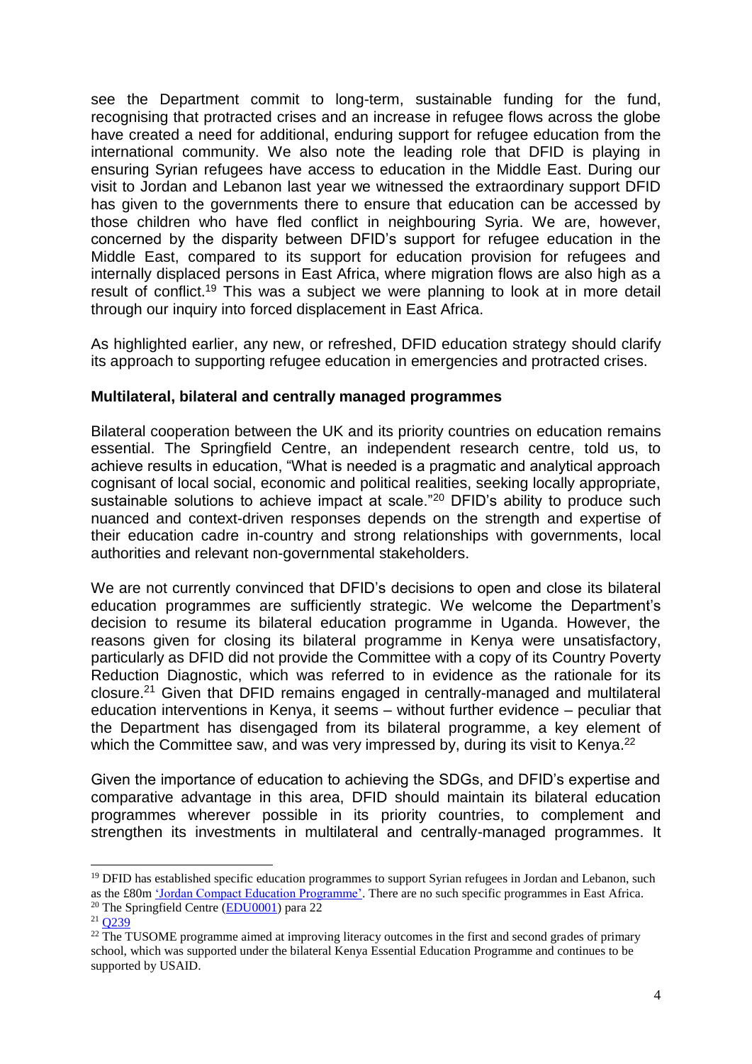see the Department commit to long-term, sustainable funding for the fund, recognising that protracted crises and an increase in refugee flows across the globe have created a need for additional, enduring support for refugee education from the international community. We also note the leading role that DFID is playing in ensuring Syrian refugees have access to education in the Middle East. During our visit to Jordan and Lebanon last year we witnessed the extraordinary support DFID has given to the governments there to ensure that education can be accessed by those children who have fled conflict in neighbouring Syria. We are, however, concerned by the disparity between DFID's support for refugee education in the Middle East, compared to its support for education provision for refugees and internally displaced persons in East Africa, where migration flows are also high as a result of conflict.[19] This was a subject we were planning to look at in more detail through our inquiry into forced displacement in East Africa.

As highlighted earlier, any new, or refreshed, DFID education strategy should clarify its approach to supporting refugee education in emergencies and protracted crises.

**Multilateral, bilateral and centrally managed programmes**

Bilateral cooperation between the UK and its priority countries on education remains essential. The Springfield Centre, an independent research centre, told us, to achieve results in education, "What is needed is a pragmatic and analytical approach cognisant of local social, economic and political realities, seeking locally appropriate, sustainable solutions to achieve impact at scale."[20] DFID's ability to produce such nuanced and context-driven responses depends on the strength and expertise of their education cadre in-country and strong relationships with governments, local authorities and relevant non-governmental stakeholders.

We are not currently convinced that DFID's decisions to open and close its bilateral education programmes are sufficiently strategic. We welcome the Department's decision to resume its bilateral education programme in Uganda. However, the reasons given for closing its bilateral programme in Kenya were unsatisfactory, particularly as DFID did not provide the Committee with a copy of its Country Poverty Reduction Diagnostic, which was referred to in evidence as the rationale for its closure.[21] Given that DFID remains engaged in centrally-managed and multilateral education interventions in Kenya, it seems – without further evidence – peculiar that the Department has disengaged from its bilateral programme, a key element of which the Committee saw, and was very impressed by, during its visit to Kenya.[22]

Given the importance of education to achieving the SDGs, and DFID's expertise and comparative advantage in this area, DFID should maintain its bilateral education programmes wherever possible in its priority countries, to complement and strengthen its investments in multilateral and centrally-managed programmes. It

---

[19] DFID has established specific education programmes to support Syrian refugees in Jordan and Lebanon, such as the £80m 'Jordan Compact Education Programme'. There are no such specific programmes in East Africa.

[20] The Springfield Centre (EDU0001) para 22

[21] Q239

[22] The TUSOME programme aimed at improving literacy outcomes in the first and second grades of primary school, which was supported under the bilateral Kenya Essential Education Programme and continues to be supported by USAID.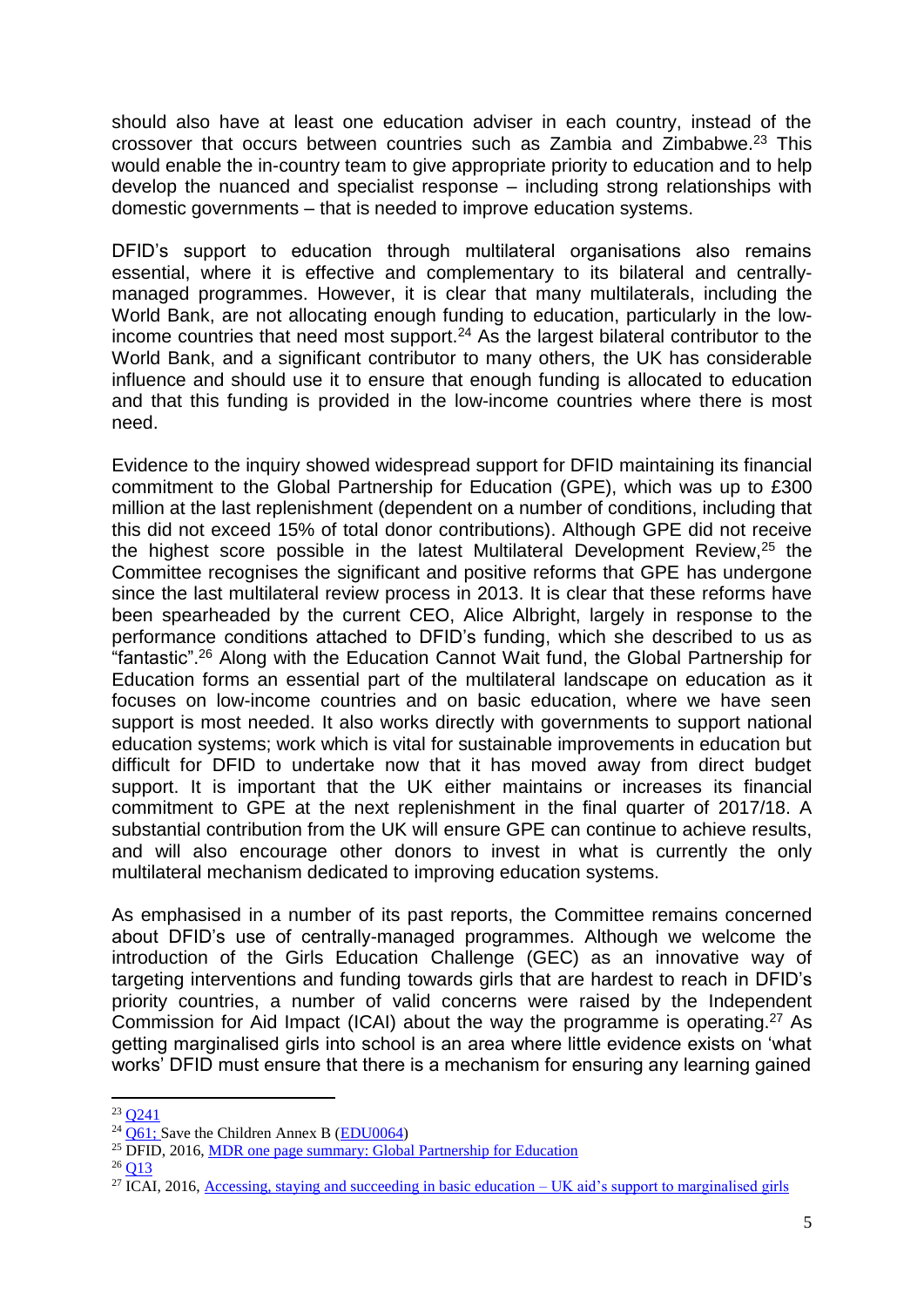should also have at least one education adviser in each country, instead of the crossover that occurs between countries such as Zambia and Zimbabwe.[23] This would enable the in-country team to give appropriate priority to education and to help develop the nuanced and specialist response – including strong relationships with domestic governments – that is needed to improve education systems.

DFID's support to education through multilateral organisations also remains essential, where it is effective and complementary to its bilateral and centrally-managed programmes. However, it is clear that many multilaterals, including the World Bank, are not allocating enough funding to education, particularly in the low-income countries that need most support.[24] As the largest bilateral contributor to the World Bank, and a significant contributor to many others, the UK has considerable influence and should use it to ensure that enough funding is allocated to education and that this funding is provided in the low-income countries where there is most need.

Evidence to the inquiry showed widespread support for DFID maintaining its financial commitment to the Global Partnership for Education (GPE), which was up to £300 million at the last replenishment (dependent on a number of conditions, including that this did not exceed 15% of total donor contributions). Although GPE did not receive the highest score possible in the latest Multilateral Development Review,[25] the Committee recognises the significant and positive reforms that GPE has undergone since the last multilateral review process in 2013. It is clear that these reforms have been spearheaded by the current CEO, Alice Albright, largely in response to the performance conditions attached to DFID's funding, which she described to us as "fantastic".[26] Along with the Education Cannot Wait fund, the Global Partnership for Education forms an essential part of the multilateral landscape on education as it focuses on low-income countries and on basic education, where we have seen support is most needed. It also works directly with governments to support national education systems; work which is vital for sustainable improvements in education but difficult for DFID to undertake now that it has moved away from direct budget support. It is important that the UK either maintains or increases its financial commitment to GPE at the next replenishment in the final quarter of 2017/18. A substantial contribution from the UK will ensure GPE can continue to achieve results, and will also encourage other donors to invest in what is currently the only multilateral mechanism dedicated to improving education systems.

As emphasised in a number of its past reports, the Committee remains concerned about DFID's use of centrally-managed programmes. Although we welcome the introduction of the Girls Education Challenge (GEC) as an innovative way of targeting interventions and funding towards girls that are hardest to reach in DFID's priority countries, a number of valid concerns were raised by the Independent Commission for Aid Impact (ICAI) about the way the programme is operating.[27] As getting marginalised girls into school is an area where little evidence exists on 'what works' DFID must ensure that there is a mechanism for ensuring any learning gained

---

[23] Q241

[24] Q61; Save the Children Annex B (EDU0064)

[25] DFID, 2016, MDR one page summary: Global Partnership for Education

[26] Q13

[27] ICAI, 2016, Accessing, staying and succeeding in basic education – UK aid's support to marginalised girls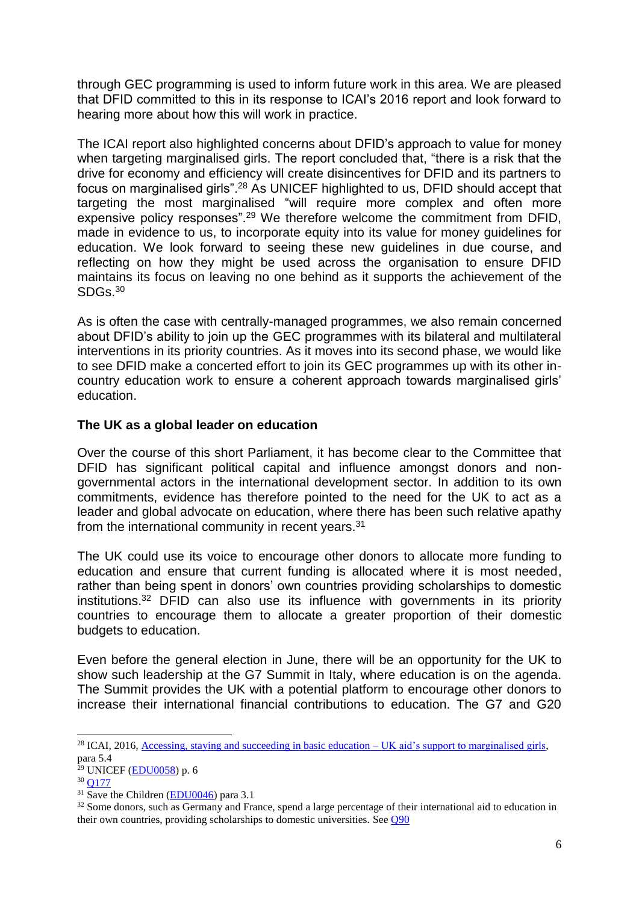through GEC programming is used to inform future work in this area. We are pleased that DFID committed to this in its response to ICAI's 2016 report and look forward to hearing more about how this will work in practice.

The ICAI report also highlighted concerns about DFID's approach to value for money when targeting marginalised girls. The report concluded that, "there is a risk that the drive for economy and efficiency will create disincentives for DFID and its partners to focus on marginalised girls".[28] As UNICEF highlighted to us, DFID should accept that targeting the most marginalised "will require more complex and often more expensive policy responses".[29] We therefore welcome the commitment from DFID, made in evidence to us, to incorporate equity into its value for money guidelines for education. We look forward to seeing these new guidelines in due course, and reflecting on how they might be used across the organisation to ensure DFID maintains its focus on leaving no one behind as it supports the achievement of the SDGs.[30]

As is often the case with centrally-managed programmes, we also remain concerned about DFID's ability to join up the GEC programmes with its bilateral and multilateral interventions in its priority countries. As it moves into its second phase, we would like to see DFID make a concerted effort to join its GEC programmes up with its other in-country education work to ensure a coherent approach towards marginalised girls' education.

**The UK as a global leader on education**

Over the course of this short Parliament, it has become clear to the Committee that DFID has significant political capital and influence amongst donors and non-governmental actors in the international development sector. In addition to its own commitments, evidence has therefore pointed to the need for the UK to act as a leader and global advocate on education, where there has been such relative apathy from the international community in recent years.[31]

The UK could use its voice to encourage other donors to allocate more funding to education and ensure that current funding is allocated where it is most needed, rather than being spent in donors' own countries providing scholarships to domestic institutions.[32] DFID can also use its influence with governments in its priority countries to encourage them to allocate a greater proportion of their domestic budgets to education.

Even before the general election in June, there will be an opportunity for the UK to show such leadership at the G7 Summit in Italy, where education is on the agenda. The Summit provides the UK with a potential platform to encourage other donors to increase their international financial contributions to education. The G7 and G20

---

[28] ICAI, 2016, Accessing, staying and succeeding in basic education – UK aid's support to marginalised girls, para 5.4

[29] UNICEF (EDU0058) p. 6

[30] Q177

[31] Save the Children (EDU0046) para 3.1

[32] Some donors, such as Germany and France, spend a large percentage of their international aid to education in their own countries, providing scholarships to domestic universities. See Q90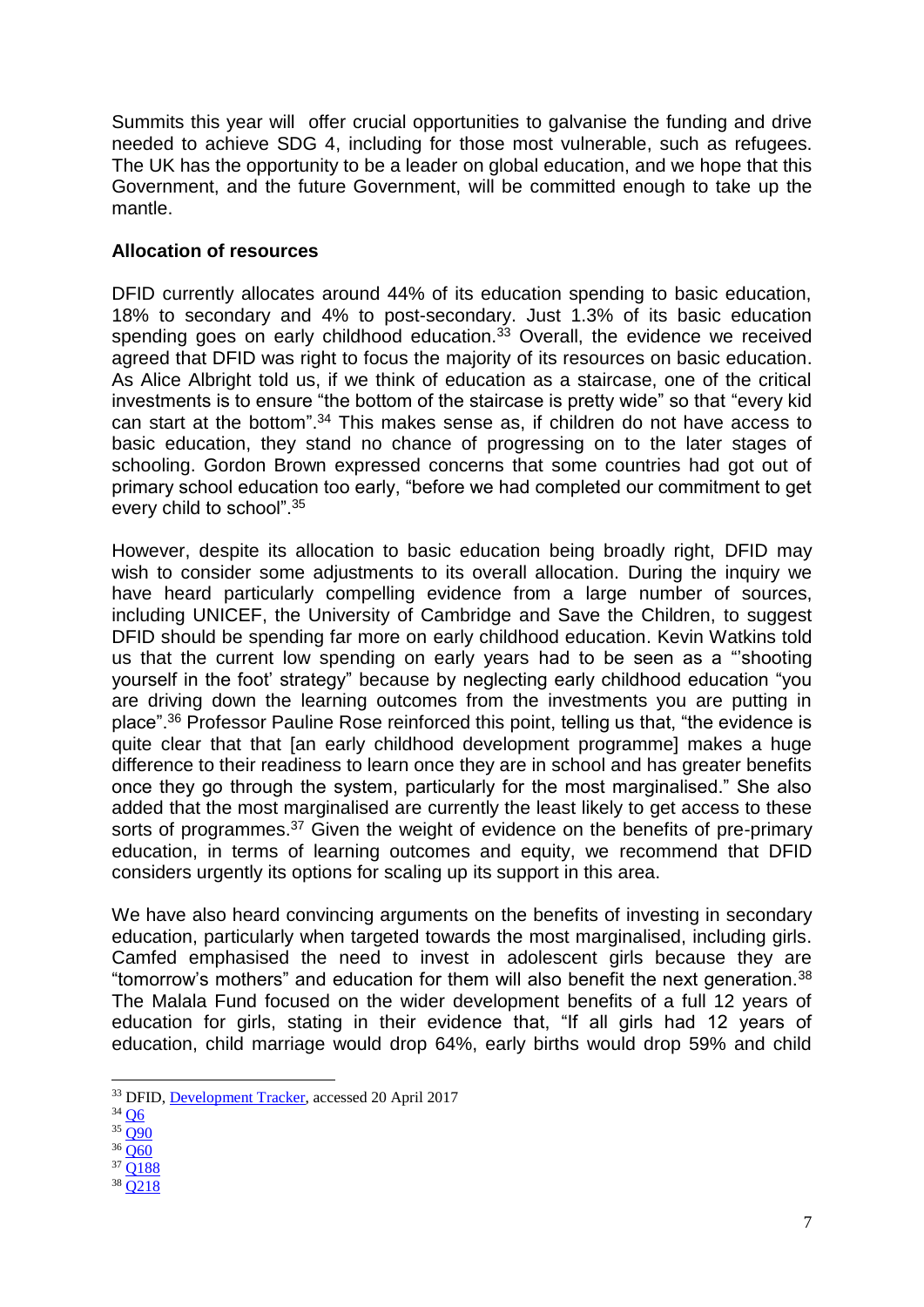Summits this year will offer crucial opportunities to galvanise the funding and drive needed to achieve SDG 4, including for those most vulnerable, such as refugees. The UK has the opportunity to be a leader on global education, and we hope that this Government, and the future Government, will be committed enough to take up the mantle.

**Allocation of resources**

DFID currently allocates around 44% of its education spending to basic education, 18% to secondary and 4% to post-secondary. Just 1.3% of its basic education spending goes on early childhood education.[33] Overall, the evidence we received agreed that DFID was right to focus the majority of its resources on basic education. As Alice Albright told us, if we think of education as a staircase, one of the critical investments is to ensure "the bottom of the staircase is pretty wide" so that "every kid can start at the bottom".[34] This makes sense as, if children do not have access to basic education, they stand no chance of progressing on to the later stages of schooling. Gordon Brown expressed concerns that some countries had got out of primary school education too early, "before we had completed our commitment to get every child to school".[35]

However, despite its allocation to basic education being broadly right, DFID may wish to consider some adjustments to its overall allocation. During the inquiry we have heard particularly compelling evidence from a large number of sources, including UNICEF, the University of Cambridge and Save the Children, to suggest DFID should be spending far more on early childhood education. Kevin Watkins told us that the current low spending on early years had to be seen as a "'shooting yourself in the foot' strategy" because by neglecting early childhood education "you are driving down the learning outcomes from the investments you are putting in place".[36] Professor Pauline Rose reinforced this point, telling us that, "the evidence is quite clear that that [an early childhood development programme] makes a huge difference to their readiness to learn once they are in school and has greater benefits once they go through the system, particularly for the most marginalised." She also added that the most marginalised are currently the least likely to get access to these sorts of programmes.[37] Given the weight of evidence on the benefits of pre-primary education, in terms of learning outcomes and equity, we recommend that DFID considers urgently its options for scaling up its support in this area.

We have also heard convincing arguments on the benefits of investing in secondary education, particularly when targeted towards the most marginalised, including girls. Camfed emphasised the need to invest in adolescent girls because they are "tomorrow's mothers" and education for them will also benefit the next generation.[38] The Malala Fund focused on the wider development benefits of a full 12 years of education for girls, stating in their evidence that, "If all girls had 12 years of education, child marriage would drop 64%, early births would drop 59% and child

---

[33] DFID, Development Tracker, accessed 20 April 2017
[34] Q6
[35] Q90
[36] Q60
[37] Q188
[38] Q218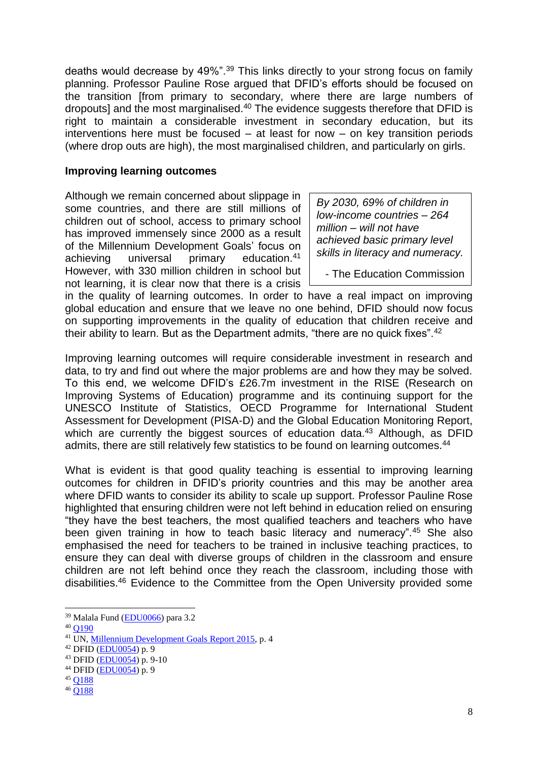deaths would decrease by 49%".[39] This links directly to your strong focus on family planning. Professor Pauline Rose argued that DFID's efforts should be focused on the transition [from primary to secondary, where there are large numbers of dropouts] and the most marginalised.[40] The evidence suggests therefore that DFID is right to maintain a considerable investment in secondary education, but its interventions here must be focused – at least for now – on key transition periods (where drop outs are high), the most marginalised children, and particularly on girls.

**Improving learning outcomes**

> *By 2030, 69% of children in low-income countries – 264 million – will not have achieved basic primary level skills in literacy and numeracy.*
>
> - The Education Commission

Although we remain concerned about slippage in some countries, and there are still millions of children out of school, access to primary school has improved immensely since 2000 as a result of the Millennium Development Goals' focus on achieving universal primary education.[41] However, with 330 million children in school but not learning, it is clear now that there is a crisis in the quality of learning outcomes. In order to have a real impact on improving global education and ensure that we leave no one behind, DFID should now focus on supporting improvements in the quality of education that children receive and their ability to learn. But as the Department admits, "there are no quick fixes".[42]

Improving learning outcomes will require considerable investment in research and data, to try and find out where the major problems are and how they may be solved. To this end, we welcome DFID's £26.7m investment in the RISE (Research on Improving Systems of Education) programme and its continuing support for the UNESCO Institute of Statistics, OECD Programme for International Student Assessment for Development (PISA-D) and the Global Education Monitoring Report, which are currently the biggest sources of education data.[43] Although, as DFID admits, there are still relatively few statistics to be found on learning outcomes.[44]

What is evident is that good quality teaching is essential to improving learning outcomes for children in DFID's priority countries and this may be another area where DFID wants to consider its ability to scale up support. Professor Pauline Rose highlighted that ensuring children were not left behind in education relied on ensuring "they have the best teachers, the most qualified teachers and teachers who have been given training in how to teach basic literacy and numeracy".[45] She also emphasised the need for teachers to be trained in inclusive teaching practices, to ensure they can deal with diverse groups of children in the classroom and ensure children are not left behind once they reach the classroom, including those with disabilities.[46] Evidence to the Committee from the Open University provided some

---

[39] Malala Fund (EDU0066) para 3.2

[40] Q190

[41] UN, Millennium Development Goals Report 2015, p. 4

[42] DFID (EDU0054) p. 9

[43] DFID (EDU0054) p. 9-10

[44] DFID (EDU0054) p. 9

[45] Q188

[46] Q188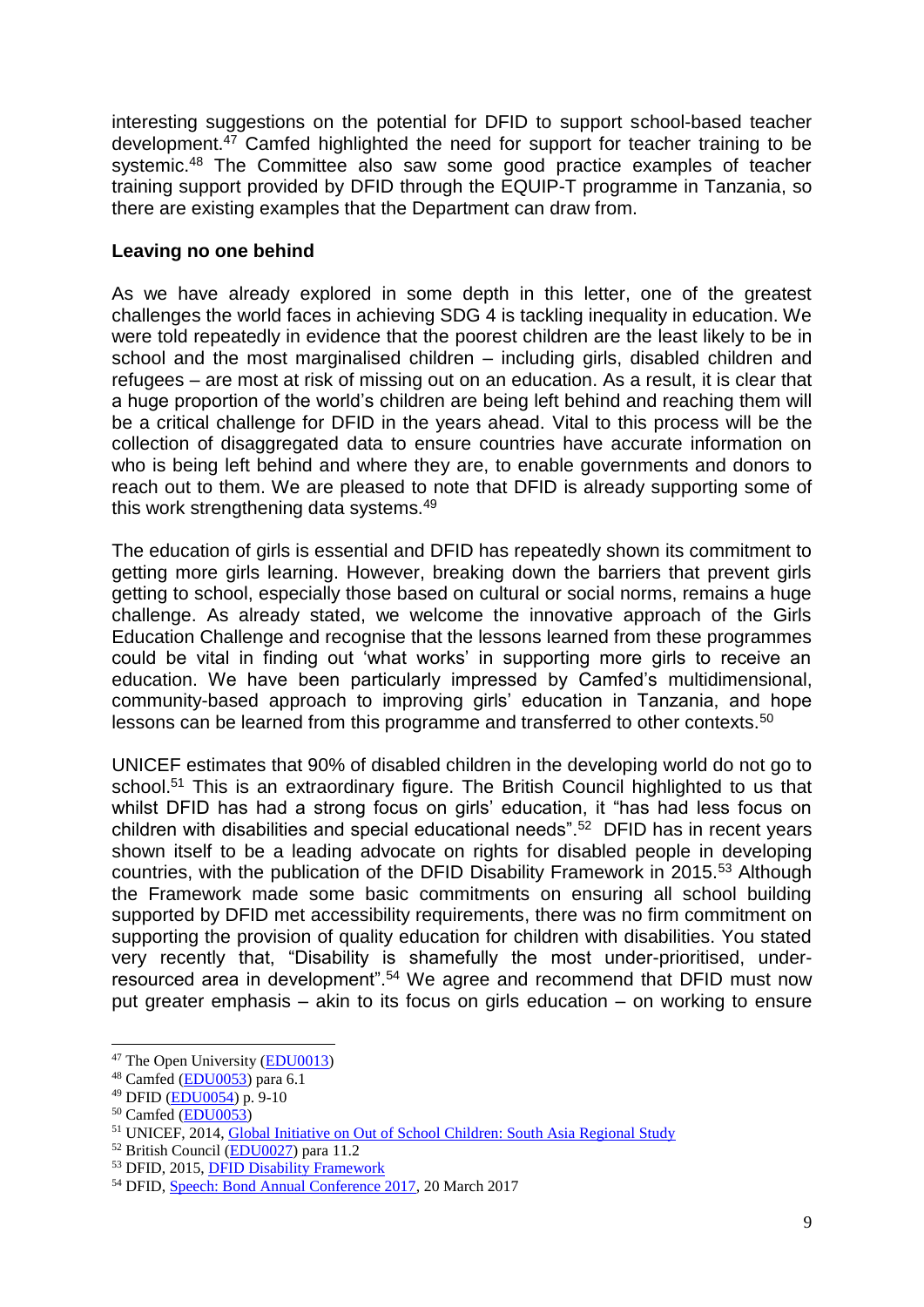interesting suggestions on the potential for DFID to support school-based teacher development.[47] Camfed highlighted the need for support for teacher training to be systemic.[48] The Committee also saw some good practice examples of teacher training support provided by DFID through the EQUIP-T programme in Tanzania, so there are existing examples that the Department can draw from.

**Leaving no one behind**

As we have already explored in some depth in this letter, one of the greatest challenges the world faces in achieving SDG 4 is tackling inequality in education. We were told repeatedly in evidence that the poorest children are the least likely to be in school and the most marginalised children – including girls, disabled children and refugees – are most at risk of missing out on an education. As a result, it is clear that a huge proportion of the world's children are being left behind and reaching them will be a critical challenge for DFID in the years ahead. Vital to this process will be the collection of disaggregated data to ensure countries have accurate information on who is being left behind and where they are, to enable governments and donors to reach out to them. We are pleased to note that DFID is already supporting some of this work strengthening data systems.[49]

The education of girls is essential and DFID has repeatedly shown its commitment to getting more girls learning. However, breaking down the barriers that prevent girls getting to school, especially those based on cultural or social norms, remains a huge challenge. As already stated, we welcome the innovative approach of the Girls Education Challenge and recognise that the lessons learned from these programmes could be vital in finding out 'what works' in supporting more girls to receive an education. We have been particularly impressed by Camfed's multidimensional, community-based approach to improving girls' education in Tanzania, and hope lessons can be learned from this programme and transferred to other contexts.[50]

UNICEF estimates that 90% of disabled children in the developing world do not go to school.[51] This is an extraordinary figure. The British Council highlighted to us that whilst DFID has had a strong focus on girls' education, it "has had less focus on children with disabilities and special educational needs".[52] DFID has in recent years shown itself to be a leading advocate on rights for disabled people in developing countries, with the publication of the DFID Disability Framework in 2015.[53] Although the Framework made some basic commitments on ensuring all school building supported by DFID met accessibility requirements, there was no firm commitment on supporting the provision of quality education for children with disabilities. You stated very recently that, "Disability is shamefully the most under-prioritised, under-resourced area in development".[54] We agree and recommend that DFID must now put greater emphasis – akin to its focus on girls education – on working to ensure

---

[47] The Open University (EDU0013)
[48] Camfed (EDU0053) para 6.1
[49] DFID (EDU0054) p. 9-10
[50] Camfed (EDU0053)
[51] UNICEF, 2014, Global Initiative on Out of School Children: South Asia Regional Study
[52] British Council (EDU0027) para 11.2
[53] DFID, 2015, DFID Disability Framework
[54] DFID, Speech: Bond Annual Conference 2017, 20 March 2017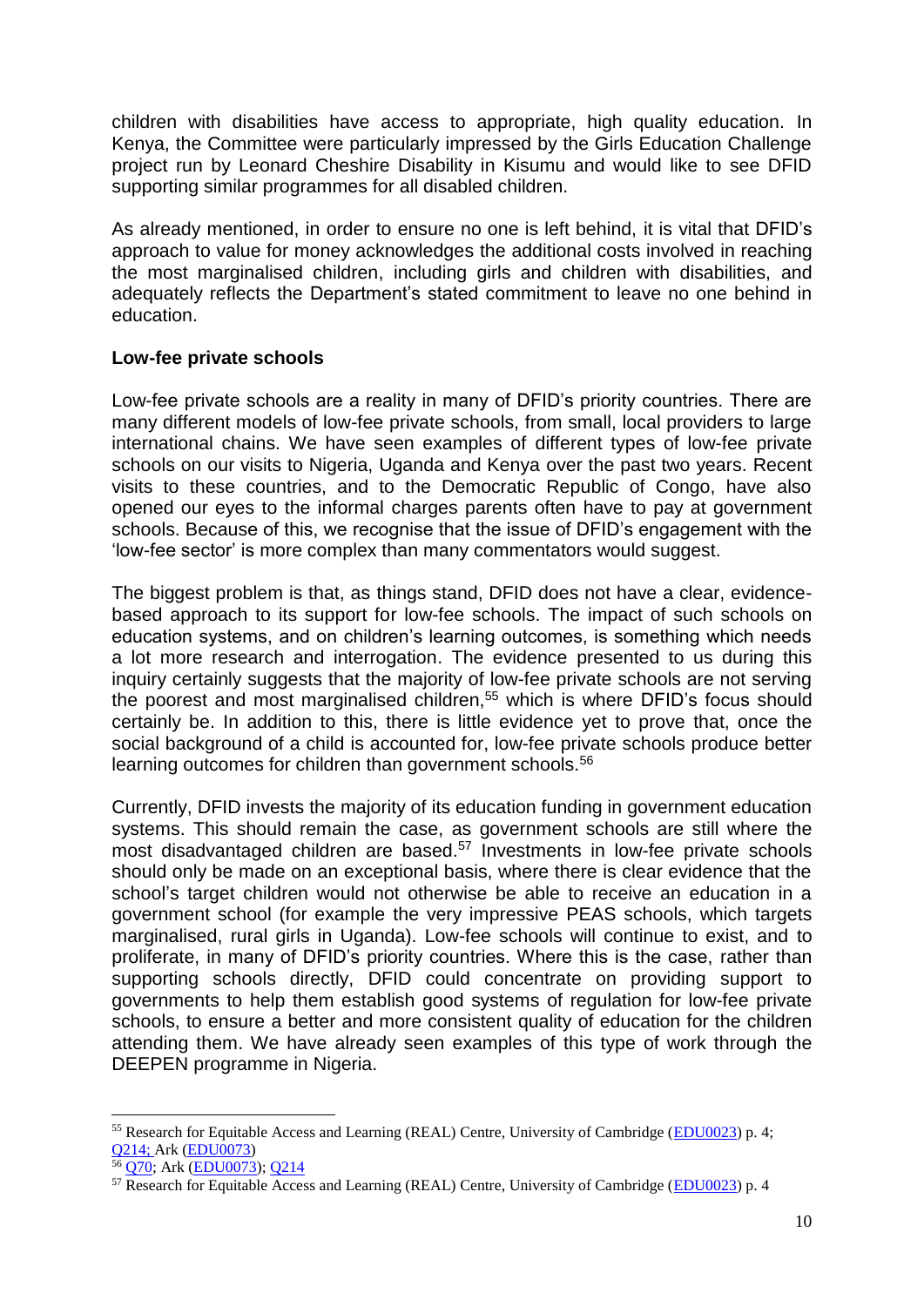children with disabilities have access to appropriate, high quality education. In Kenya, the Committee were particularly impressed by the Girls Education Challenge project run by Leonard Cheshire Disability in Kisumu and would like to see DFID supporting similar programmes for all disabled children.

As already mentioned, in order to ensure no one is left behind, it is vital that DFID's approach to value for money acknowledges the additional costs involved in reaching the most marginalised children, including girls and children with disabilities, and adequately reflects the Department's stated commitment to leave no one behind in education.

**Low-fee private schools**

Low-fee private schools are a reality in many of DFID's priority countries. There are many different models of low-fee private schools, from small, local providers to large international chains. We have seen examples of different types of low-fee private schools on our visits to Nigeria, Uganda and Kenya over the past two years. Recent visits to these countries, and to the Democratic Republic of Congo, have also opened our eyes to the informal charges parents often have to pay at government schools. Because of this, we recognise that the issue of DFID's engagement with the 'low-fee sector' is more complex than many commentators would suggest.

The biggest problem is that, as things stand, DFID does not have a clear, evidence-based approach to its support for low-fee schools. The impact of such schools on education systems, and on children's learning outcomes, is something which needs a lot more research and interrogation. The evidence presented to us during this inquiry certainly suggests that the majority of low-fee private schools are not serving the poorest and most marginalised children,[55] which is where DFID's focus should certainly be. In addition to this, there is little evidence yet to prove that, once the social background of a child is accounted for, low-fee private schools produce better learning outcomes for children than government schools.[56]

Currently, DFID invests the majority of its education funding in government education systems. This should remain the case, as government schools are still where the most disadvantaged children are based.[57] Investments in low-fee private schools should only be made on an exceptional basis, where there is clear evidence that the school's target children would not otherwise be able to receive an education in a government school (for example the very impressive PEAS schools, which targets marginalised, rural girls in Uganda). Low-fee schools will continue to exist, and to proliferate, in many of DFID's priority countries. Where this is the case, rather than supporting schools directly, DFID could concentrate on providing support to governments to help them establish good systems of regulation for low-fee private schools, to ensure a better and more consistent quality of education for the children attending them. We have already seen examples of this type of work through the DEEPEN programme in Nigeria.

---

[55] Research for Equitable Access and Learning (REAL) Centre, University of Cambridge (EDU0023) p. 4; Q214; Ark (EDU0073)

[56] Q70; Ark (EDU0073); Q214

[57] Research for Equitable Access and Learning (REAL) Centre, University of Cambridge (EDU0023) p. 4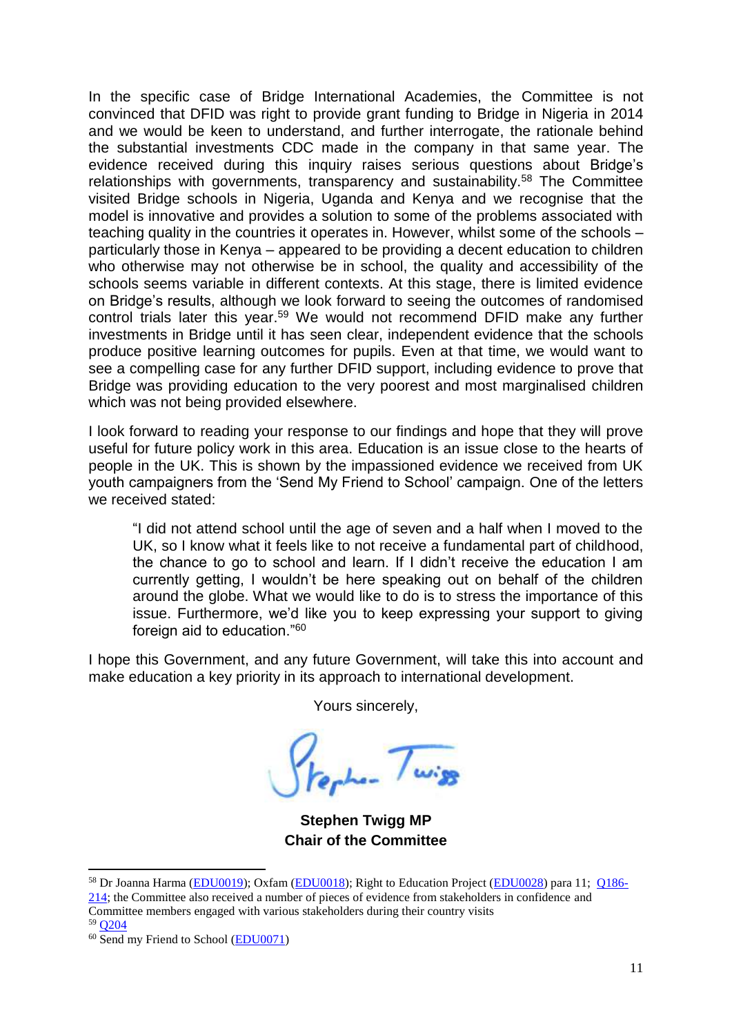In the specific case of Bridge International Academies, the Committee is not convinced that DFID was right to provide grant funding to Bridge in Nigeria in 2014 and we would be keen to understand, and further interrogate, the rationale behind the substantial investments CDC made in the company in that same year. The evidence received during this inquiry raises serious questions about Bridge's relationships with governments, transparency and sustainability.[58] The Committee visited Bridge schools in Nigeria, Uganda and Kenya and we recognise that the model is innovative and provides a solution to some of the problems associated with teaching quality in the countries it operates in. However, whilst some of the schools – particularly those in Kenya – appeared to be providing a decent education to children who otherwise may not otherwise be in school, the quality and accessibility of the schools seems variable in different contexts. At this stage, there is limited evidence on Bridge's results, although we look forward to seeing the outcomes of randomised control trials later this year.[59] We would not recommend DFID make any further investments in Bridge until it has seen clear, independent evidence that the schools produce positive learning outcomes for pupils. Even at that time, we would want to see a compelling case for any further DFID support, including evidence to prove that Bridge was providing education to the very poorest and most marginalised children which was not being provided elsewhere.

I look forward to reading your response to our findings and hope that they will prove useful for future policy work in this area. Education is an issue close to the hearts of people in the UK. This is shown by the impassioned evidence we received from UK youth campaigners from the 'Send My Friend to School' campaign. One of the letters we received stated:

> "I did not attend school until the age of seven and a half when I moved to the UK, so I know what it feels like to not receive a fundamental part of childhood, the chance to go to school and learn. If I didn't receive the education I am currently getting, I wouldn't be here speaking out on behalf of the children around the globe. What we would like to do is to stress the importance of this issue. Furthermore, we'd like you to keep expressing your support to giving foreign aid to education."[60]

I hope this Government, and any future Government, will take this into account and make education a key priority in its approach to international development.

Yours sincerely,

Stephen Twigg

**Stephen Twigg MP**
**Chair of the Committee**

---

[58] Dr Joanna Harma (EDU0019); Oxfam (EDU0018); Right to Education Project (EDU0028) para 11; Q186-214; the Committee also received a number of pieces of evidence from stakeholders in confidence and Committee members engaged with various stakeholders during their country visits

[59] Q204

[60] Send my Friend to School (EDU0071)